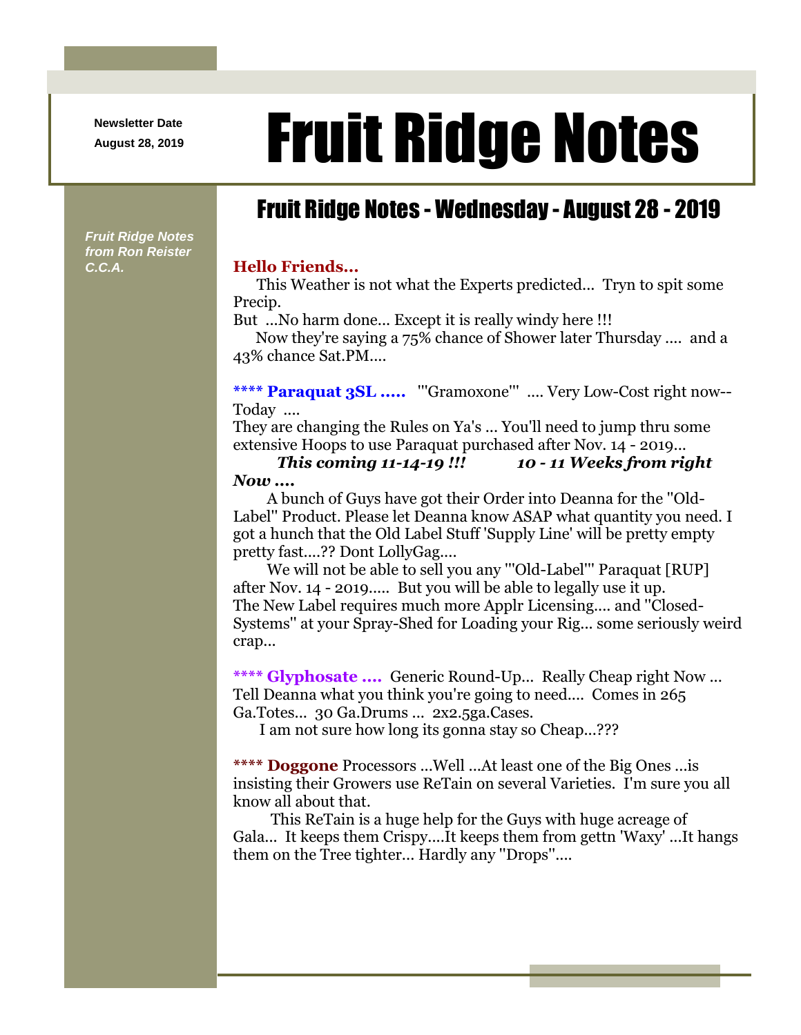Newsletter Date
August 28, 2019

# Fruit Ridge Notes

## Fruit Ridge Notes - Wednesday - August 28 - 2019

*Fruit Ridge Notes from Ron Reister C.C.A.*

**Hello Friends...**

This Weather is not what the Experts predicted... Tryn to spit some Precip.
But ...No harm done... Except it is really windy here !!!
Now they're saying a 75% chance of Shower later Thursday .... and a 43% chance Sat.PM....

**\*\*\*\* Paraquat 3SL .....** '''Gramoxone''' .... Very Low-Cost right now-- Today ....
They are changing the Rules on Ya's ... You'll need to jump thru some extensive Hoops to use Paraquat purchased after Nov. 14 - 2019...

***This coming 11-14-19 !!! 10 - 11 Weeks from right Now ....***

A bunch of Guys have got their Order into Deanna for the "Old-Label" Product. Please let Deanna know ASAP what quantity you need. I got a hunch that the Old Label Stuff 'Supply Line' will be pretty empty pretty fast....?? Dont LollyGag....

We will not be able to sell you any '''Old-Label''' Paraquat [RUP] after Nov. 14 - 2019..... But you will be able to legally use it up.
The New Label requires much more Applr Licensing.... and "Closed-Systems" at your Spray-Shed for Loading your Rig... some seriously weird crap...

**\*\*\*\* Glyphosate ....** Generic Round-Up... Really Cheap right Now ... Tell Deanna what you think you're going to need.... Comes in 265 Ga.Totes... 30 Ga.Drums ... 2x2.5ga.Cases.
I am not sure how long its gonna stay so Cheap...???

**\*\*\*\* Doggone** Processors ...Well ...At least one of the Big Ones ...is insisting their Growers use ReTain on several Varieties. I'm sure you all know all about that.

This ReTain is a huge help for the Guys with huge acreage of Gala... It keeps them Crispy....It keeps them from gettn 'Waxy' ...It hangs them on the Tree tighter... Hardly any "Drops"....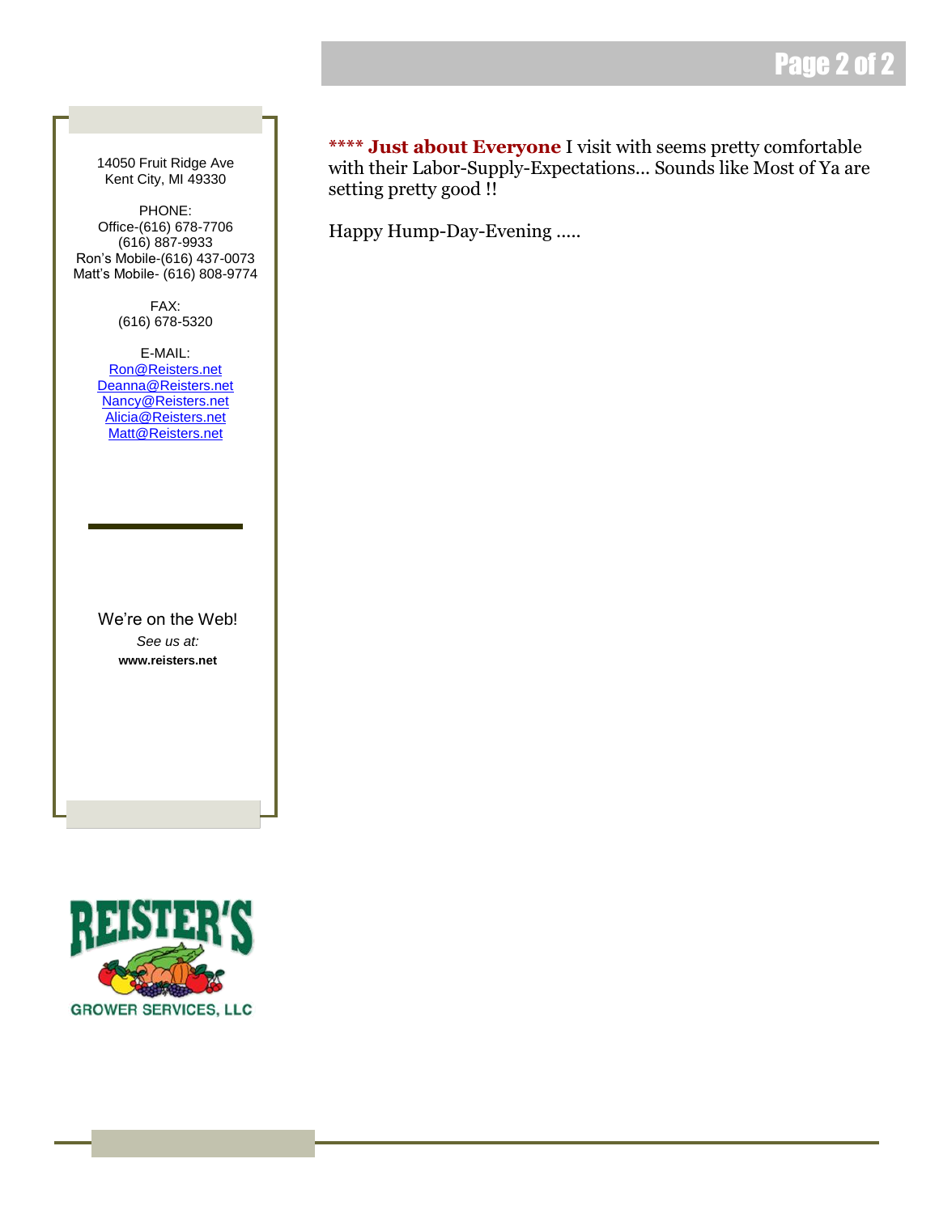14050 Fruit Ridge Ave
Kent City, MI 49330

PHONE:
Office-(616) 678-7706
(616) 887-9933
Ron's Mobile-(616) 437-0073
Matt's Mobile- (616) 808-9774

FAX:
(616) 678-5320

E-MAIL:
Ron@Reisters.net
Deanna@Reisters.net
Nancy@Reisters.net
Alicia@Reisters.net
Matt@Reisters.net

We're on the Web!
*See us at:*
**www.reisters.net**

REISTER'S
GROWER SERVICES, LLC

**\*\*\*\* Just about Everyone** I visit with seems pretty comfortable with their Labor-Supply-Expectations... Sounds like Most of Ya are setting pretty good !!

Happy Hump-Day-Evening .....